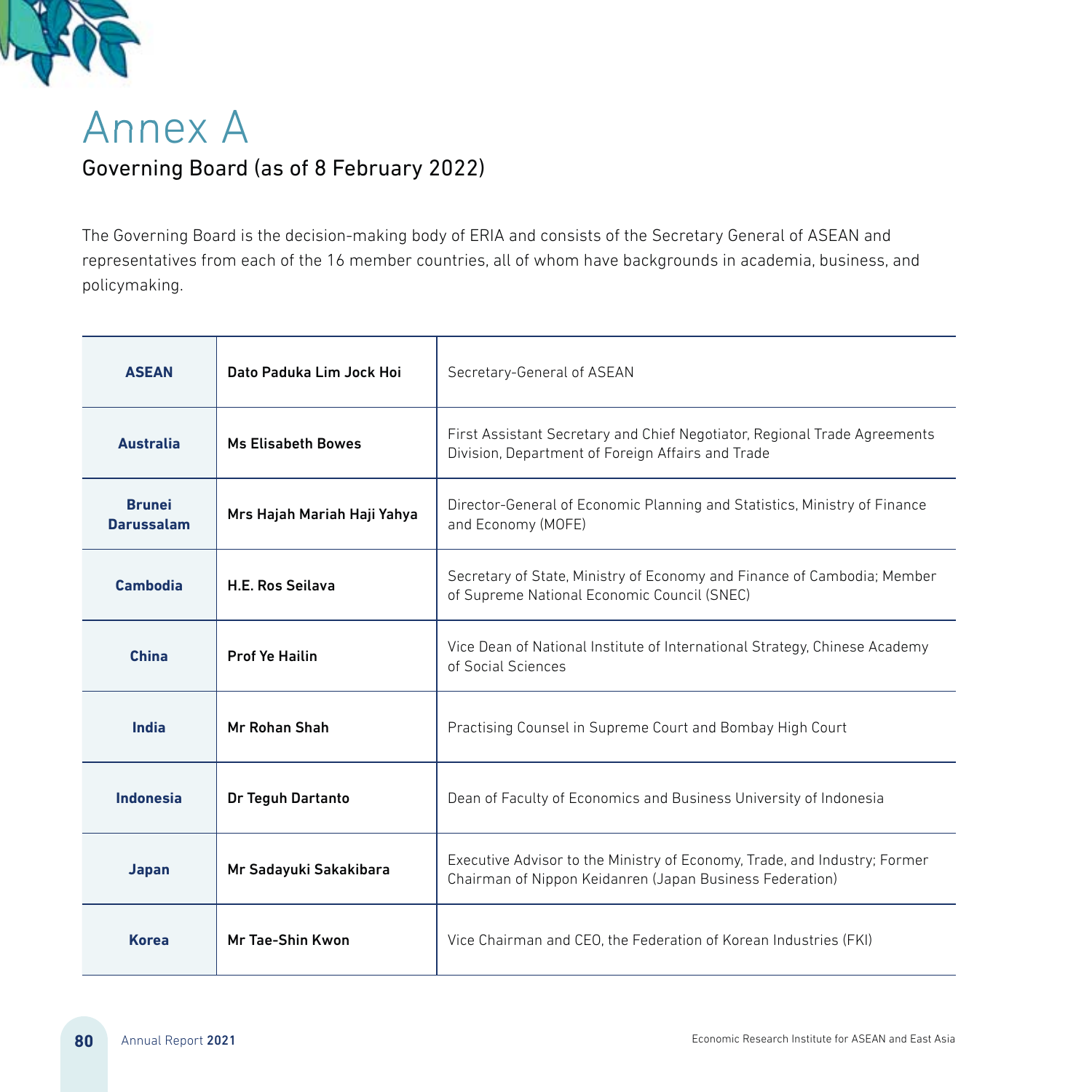# Annex A

## Governing Board (as of 8 February 2022)

The Governing Board is the decision-making body of ERIA and consists of the Secretary General of ASEAN and representatives from each of the 16 member countries, all of whom have backgrounds in academia, business, and policymaking.

| | | |
|---|---|---|
| **ASEAN** | **Dato Paduka Lim Jock Hoi** | Secretary-General of ASEAN |
| **Australia** | **Ms Elisabeth Bowes** | First Assistant Secretary and Chief Negotiator, Regional Trade Agreements Division, Department of Foreign Affairs and Trade |
| **Brunei Darussalam** | **Mrs Hajah Mariah Haji Yahya** | Director-General of Economic Planning and Statistics, Ministry of Finance and Economy (MOFE) |
| **Cambodia** | **H.E. Ros Seilava** | Secretary of State, Ministry of Economy and Finance of Cambodia; Member of Supreme National Economic Council (SNEC) |
| **China** | **Prof Ye Hailin** | Vice Dean of National Institute of International Strategy, Chinese Academy of Social Sciences |
| **India** | **Mr Rohan Shah** | Practising Counsel in Supreme Court and Bombay High Court |
| **Indonesia** | **Dr Teguh Dartanto** | Dean of Faculty of Economics and Business University of Indonesia |
| **Japan** | **Mr Sadayuki Sakakibara** | Executive Advisor to the Ministry of Economy, Trade, and Industry; Former Chairman of Nippon Keidanren (Japan Business Federation) |
| **Korea** | **Mr Tae-Shin Kwon** | Vice Chairman and CEO, the Federation of Korean Industries (FKI) |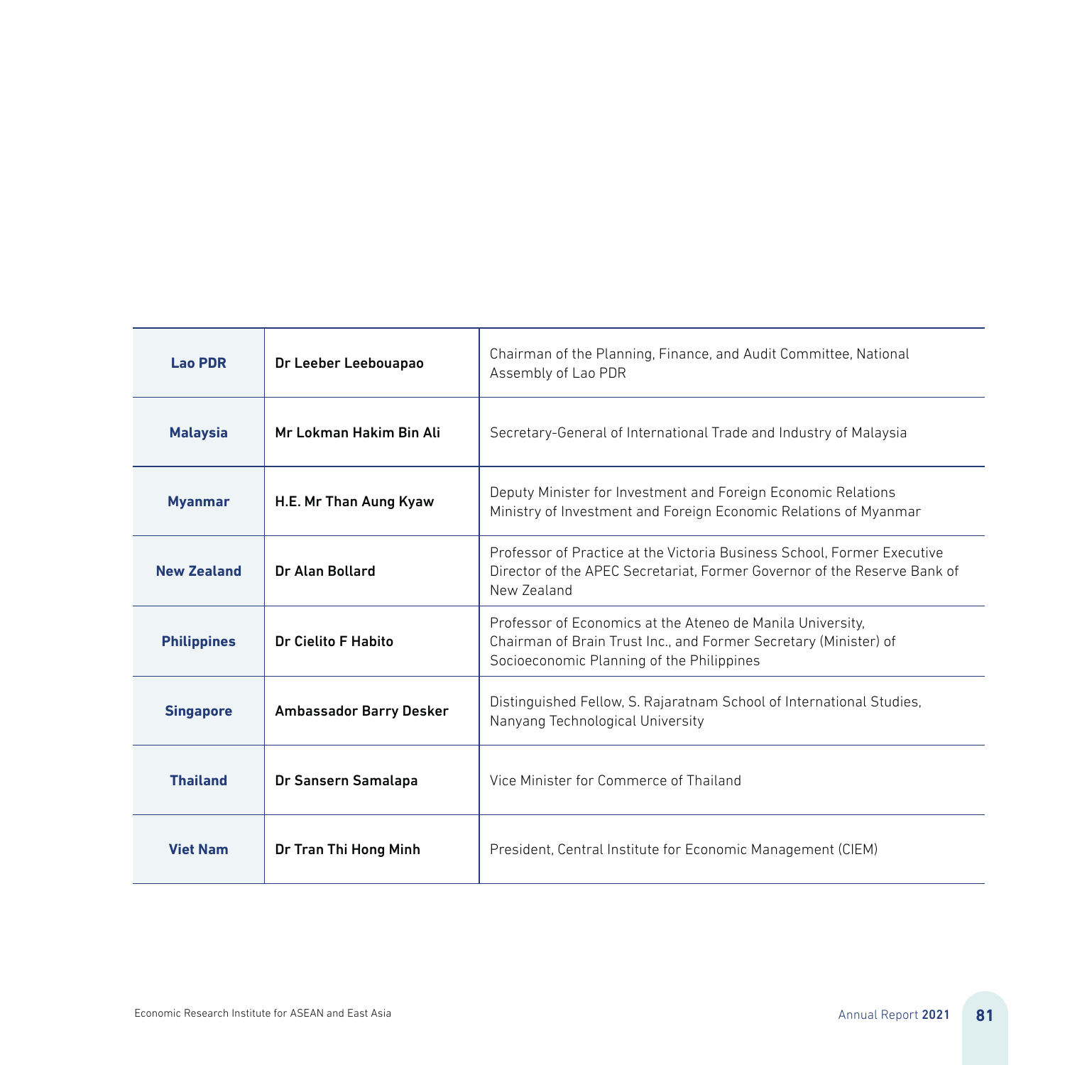| | | |
|---|---|---|
| **Lao PDR** | **Dr Leeber Leebouapao** | Chairman of the Planning, Finance, and Audit Committee, National Assembly of Lao PDR |
| **Malaysia** | **Mr Lokman Hakim Bin Ali** | Secretary-General of International Trade and Industry of Malaysia |
| **Myanmar** | **H.E. Mr Than Aung Kyaw** | Deputy Minister for Investment and Foreign Economic Relations Ministry of Investment and Foreign Economic Relations of Myanmar |
| **New Zealand** | **Dr Alan Bollard** | Professor of Practice at the Victoria Business School, Former Executive Director of the APEC Secretariat, Former Governor of the Reserve Bank of New Zealand |
| **Philippines** | **Dr Cielito F Habito** | Professor of Economics at the Ateneo de Manila University, Chairman of Brain Trust Inc., and Former Secretary (Minister) of Socioeconomic Planning of the Philippines |
| **Singapore** | **Ambassador Barry Desker** | Distinguished Fellow, S. Rajaratnam School of International Studies, Nanyang Technological University |
| **Thailand** | **Dr Sansern Samalapa** | Vice Minister for Commerce of Thailand |
| **Viet Nam** | **Dr Tran Thi Hong Minh** | President, Central Institute for Economic Management (CIEM) |